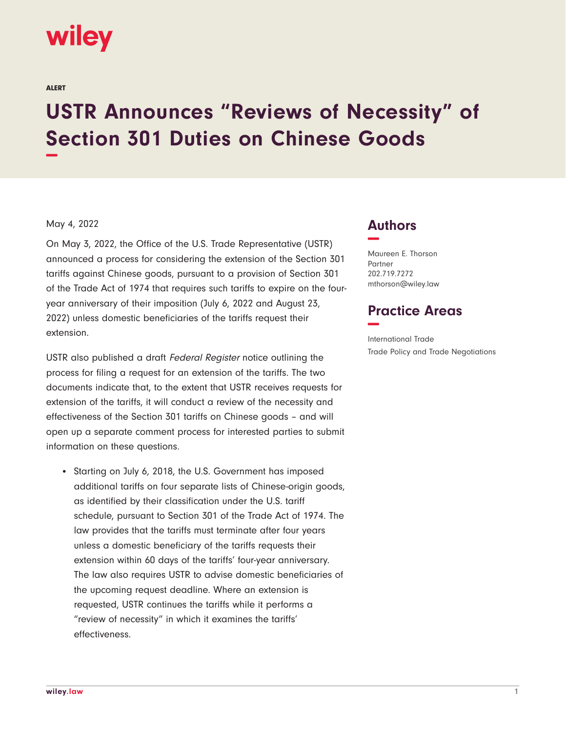ALERT

# USTR Announces "Reviews of Necessity" of Section 301 Duties on Chinese Goods

May 4, 2022

On May 3, 2022, the Office of the U.S. Trade Representative (USTR) announced a process for considering the extension of the Section 301 tariffs against Chinese goods, pursuant to a provision of Section 301 of the Trade Act of 1974 that requires such tariffs to expire on the four-year anniversary of their imposition (July 6, 2022 and August 23, 2022) unless domestic beneficiaries of the tariffs request their extension.

USTR also published a draft *Federal Register* notice outlining the process for filing a request for an extension of the tariffs. The two documents indicate that, to the extent that USTR receives requests for extension of the tariffs, it will conduct a review of the necessity and effectiveness of the Section 301 tariffs on Chinese goods – and will open up a separate comment process for interested parties to submit information on these questions.

- Starting on July 6, 2018, the U.S. Government has imposed additional tariffs on four separate lists of Chinese-origin goods, as identified by their classification under the U.S. tariff schedule, pursuant to Section 301 of the Trade Act of 1974. The law provides that the tariffs must terminate after four years unless a domestic beneficiary of the tariffs requests their extension within 60 days of the tariffs' four-year anniversary. The law also requires USTR to advise domestic beneficiaries of the upcoming request deadline. Where an extension is requested, USTR continues the tariffs while it performs a "review of necessity" in which it examines the tariffs' effectiveness.

## Authors

Maureen E. Thorson
Partner
202.719.7272
mthorson@wiley.law

## Practice Areas

International Trade
Trade Policy and Trade Negotiations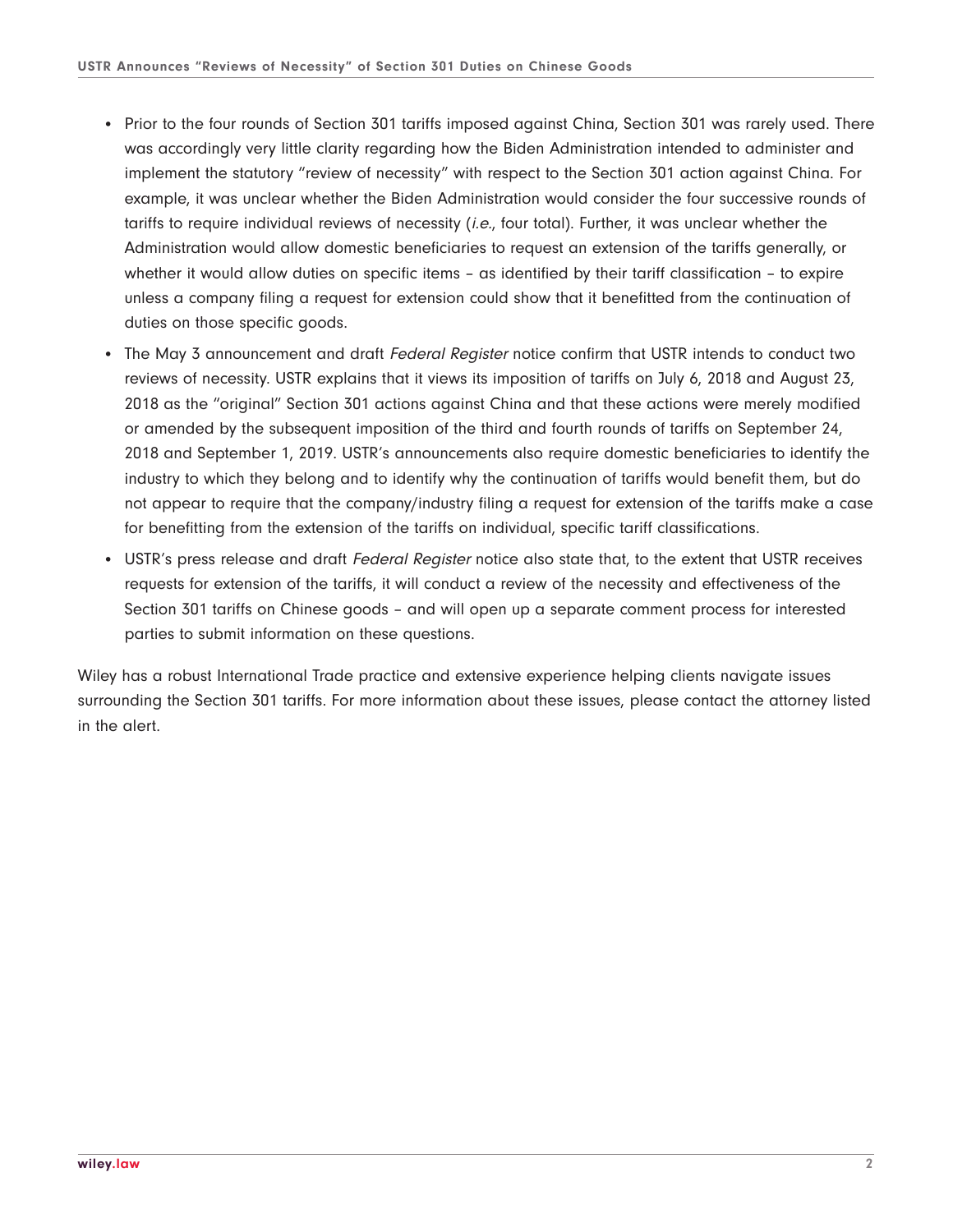- Prior to the four rounds of Section 301 tariffs imposed against China, Section 301 was rarely used. There was accordingly very little clarity regarding how the Biden Administration intended to administer and implement the statutory "review of necessity" with respect to the Section 301 action against China. For example, it was unclear whether the Biden Administration would consider the four successive rounds of tariffs to require individual reviews of necessity (*i.e.*, four total). Further, it was unclear whether the Administration would allow domestic beneficiaries to request an extension of the tariffs generally, or whether it would allow duties on specific items – as identified by their tariff classification – to expire unless a company filing a request for extension could show that it benefitted from the continuation of duties on those specific goods.
- The May 3 announcement and draft *Federal Register* notice confirm that USTR intends to conduct two reviews of necessity. USTR explains that it views its imposition of tariffs on July 6, 2018 and August 23, 2018 as the "original" Section 301 actions against China and that these actions were merely modified or amended by the subsequent imposition of the third and fourth rounds of tariffs on September 24, 2018 and September 1, 2019. USTR's announcements also require domestic beneficiaries to identify the industry to which they belong and to identify why the continuation of tariffs would benefit them, but do not appear to require that the company/industry filing a request for extension of the tariffs make a case for benefitting from the extension of the tariffs on individual, specific tariff classifications.
- USTR's press release and draft *Federal Register* notice also state that, to the extent that USTR receives requests for extension of the tariffs, it will conduct a review of the necessity and effectiveness of the Section 301 tariffs on Chinese goods – and will open up a separate comment process for interested parties to submit information on these questions.

Wiley has a robust International Trade practice and extensive experience helping clients navigate issues surrounding the Section 301 tariffs. For more information about these issues, please contact the attorney listed in the alert.